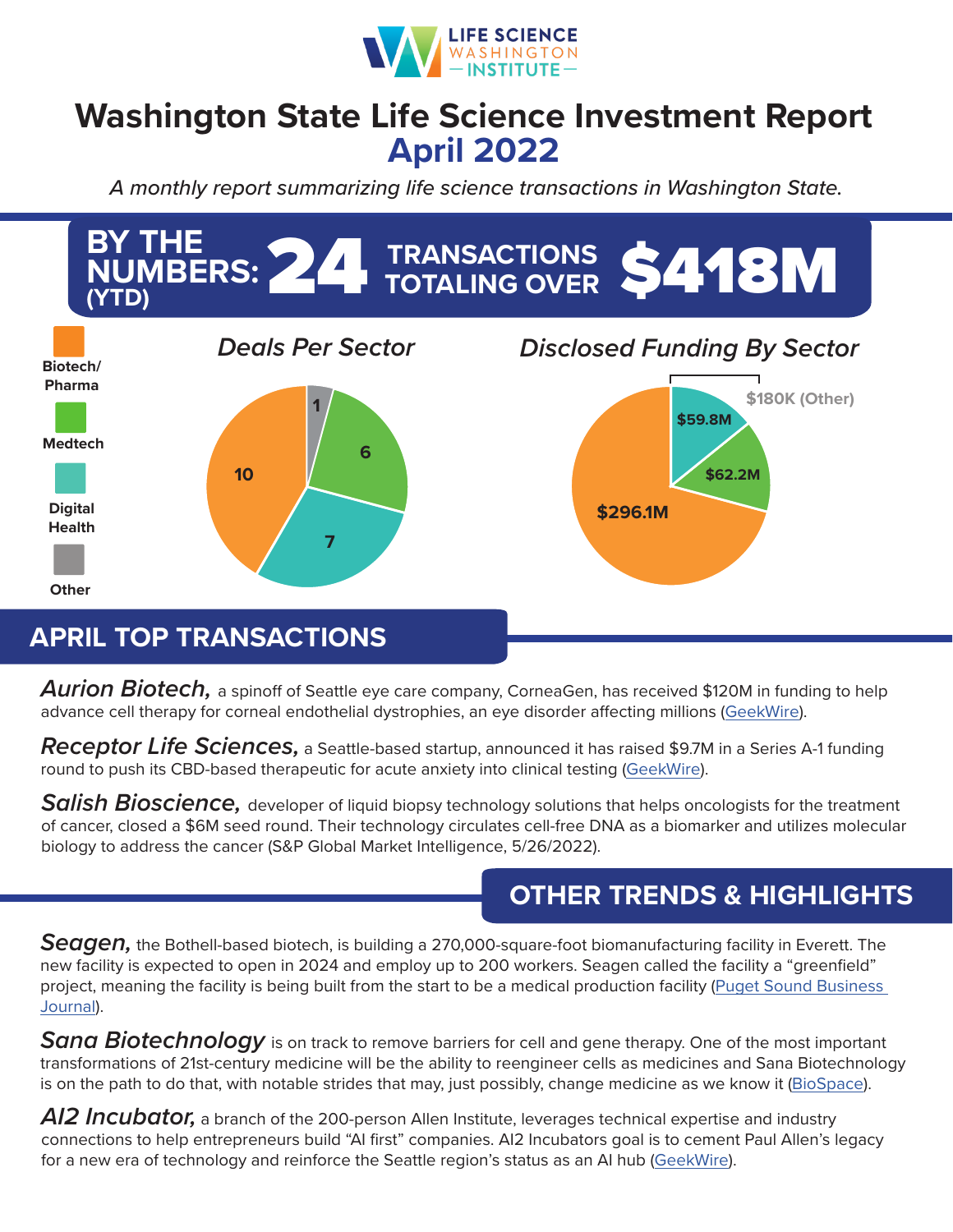LIFE SCIENCE WASHINGTON — INSTITUTE —

# Washington State Life Science Investment Report
# April 2022

*A monthly report summarizing life science transactions in Washington State.*

## BY THE NUMBERS: (YTD) 24 TRANSACTIONS TOTALING OVER $418M

### Deals Per Sector

| Sector | Deals |
|---|---|
| Biotech/Pharma | 10 |
| Medtech | 6 |
| Digital Health | 7 |
| Other | 1 |

### Disclosed Funding By Sector

| Sector | Funding |
|---|---|
| Biotech/Pharma | $296.1M |
| Medtech | $62.2M |
| Digital Health | $59.8M |
| Other | $180K |

## APRIL TOP TRANSACTIONS

***Aurion Biotech,*** a spinoff of Seattle eye care company, CorneaGen, has received $120M in funding to help advance cell therapy for corneal endothelial dystrophies, an eye disorder affecting millions (GeekWire).

***Receptor Life Sciences,*** a Seattle-based startup, announced it has raised $9.7M in a Series A-1 funding round to push its CBD-based therapeutic for acute anxiety into clinical testing (GeekWire).

***Salish Bioscience,*** developer of liquid biopsy technology solutions that helps oncologists for the treatment of cancer, closed a $6M seed round. Their technology circulates cell-free DNA as a biomarker and utilizes molecular biology to address the cancer (S&P Global Market Intelligence, 5/26/2022).

## OTHER TRENDS & HIGHLIGHTS

***Seagen,*** the Bothell-based biotech, is building a 270,000-square-foot biomanufacturing facility in Everett. The new facility is expected to open in 2024 and employ up to 200 workers. Seagen called the facility a "greenfield" project, meaning the facility is being built from the start to be a medical production facility (Puget Sound Business Journal).

***Sana Biotechnology*** is on track to remove barriers for cell and gene therapy. One of the most important transformations of 21st-century medicine will be the ability to reengineer cells as medicines and Sana Biotechnology is on the path to do that, with notable strides that may, just possibly, change medicine as we know it (BioSpace).

***AI2 Incubator,*** a branch of the 200-person Allen Institute, leverages technical expertise and industry connections to help entrepreneurs build "AI first" companies. AI2 Incubators goal is to cement Paul Allen's legacy for a new era of technology and reinforce the Seattle region's status as an AI hub (GeekWire).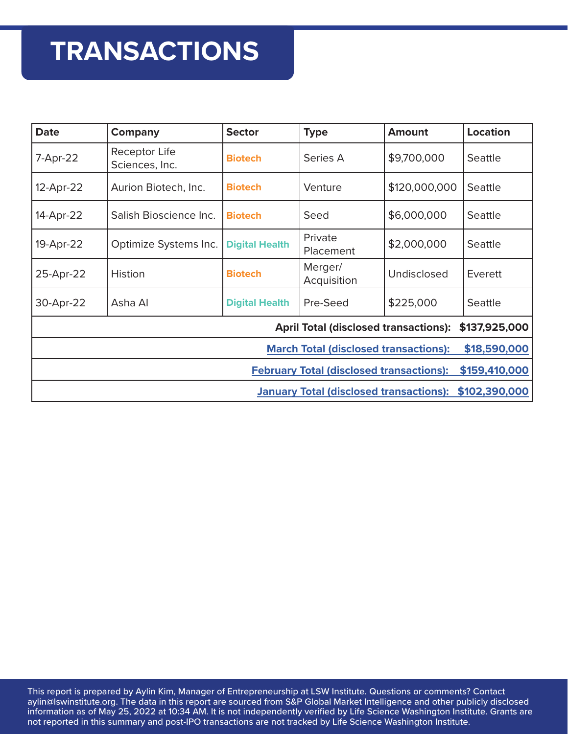# TRANSACTIONS

| Date | Company | Sector | Type | Amount | Location |
|---|---|---|---|---|---|
| 7-Apr-22 | Receptor Life Sciences, Inc. | **Biotech** | Series A | $9,700,000 | Seattle |
| 12-Apr-22 | Aurion Biotech, Inc. | **Biotech** | Venture | $120,000,000 | Seattle |
| 14-Apr-22 | Salish Bioscience Inc. | **Biotech** | Seed | $6,000,000 | Seattle |
| 19-Apr-22 | Optimize Systems Inc. | **Digital Health** | Private Placement | $2,000,000 | Seattle |
| 25-Apr-22 | Histion | **Biotech** | Merger/ Acquisition | Undisclosed | Everett |
| 30-Apr-22 | Asha AI | **Digital Health** | Pre-Seed | $225,000 | Seattle |
| | | | | **April Total (disclosed transactions):** | **$137,925,000** |
| | | | | **March Total (disclosed transactions):** | **$18,590,000** |
| | | | | **February Total (disclosed transactions):** | **$159,410,000** |
| | | | | **January Total (disclosed transactions):** | **$102,390,000** |

This report is prepared by Aylin Kim, Manager of Entrepreneurship at LSW Institute. Questions or comments? Contact aylin@lswinstitute.org. The data in this report are sourced from S&P Global Market Intelligence and other publicly disclosed information as of May 25, 2022 at 10:34 AM. It is not independently verified by Life Science Washington Institute. Grants are not reported in this summary and post-IPO transactions are not tracked by Life Science Washington Institute.